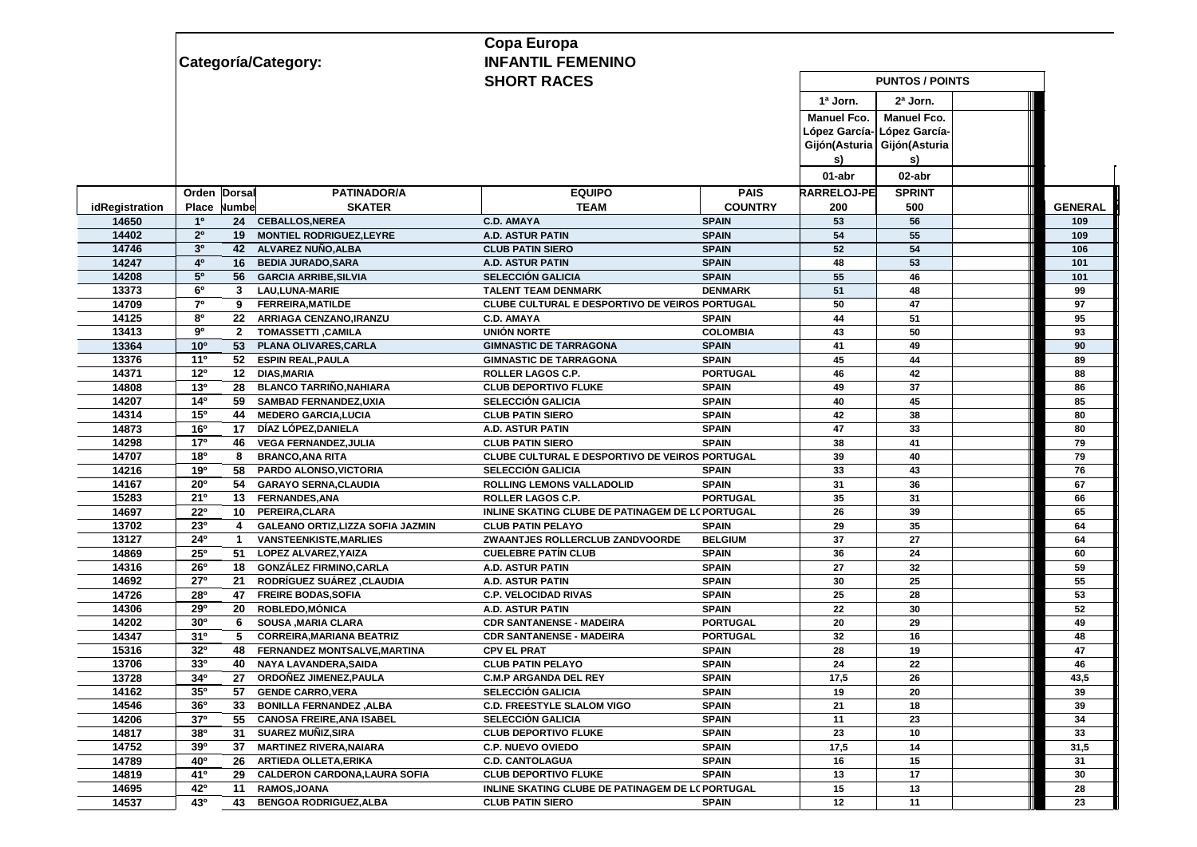**Categoría/Category:**

**Copa Europa**
**INFANTIL FEMENINO**
**SHORT RACES**

| idRegistration | Orden Place | Dorsal Number | PATINADOR/A SKATER | EQUIPO TEAM | PAIS COUNTRY | PUNTOS / POINTS 1ª Jorn. Manuel Fco. López García-Gijón(Asturias) 01-abr CARRELOJ-PE 200 | 2ª Jorn. Manuel Fco. López García-Gijón(Asturias) 02-abr SPRINT 500 | | GENERAL |
|---|---|---|---|---|---|---|---|---|---|
| 14650 | 1º | 24 | CEBALLOS,NEREA | C.D. AMAYA | SPAIN | 53 | 56 | | 109 |
| 14402 | 2º | 19 | MONTIEL RODRIGUEZ,LEYRE | A.D. ASTUR PATIN | SPAIN | 54 | 55 | | 109 |
| 14746 | 3º | 42 | ALVAREZ NUÑO,ALBA | CLUB PATIN SIERO | SPAIN | 52 | 54 | | 106 |
| 14247 | 4º | 16 | BEDIA JURADO,SARA | A.D. ASTUR PATIN | SPAIN | 48 | 53 | | 101 |
| 14208 | 5º | 56 | GARCIA ARRIBE,SILVIA | SELECCIÓN GALICIA | SPAIN | 55 | 46 | | 101 |
| 13373 | 6º | 3 | LAU,LUNA-MARIE | TALENT TEAM DENMARK | DENMARK | 51 | 48 | | 99 |
| 14709 | 7º | 9 | FERREIRA,MATILDE | CLUBE CULTURAL E DESPORTIVO DE VEIROS | PORTUGAL | 50 | 47 | | 97 |
| 14125 | 8º | 22 | ARRIAGA CENZANO,IRANZU | C.D. AMAYA | SPAIN | 44 | 51 | | 95 |
| 13413 | 9º | 2 | TOMASSETTI ,CAMILA | UNIÓN NORTE | COLOMBIA | 43 | 50 | | 93 |
| 13364 | 10º | 53 | PLANA OLIVARES,CARLA | GIMNASTIC DE TARRAGONA | SPAIN | 41 | 49 | | 90 |
| 13376 | 11º | 52 | ESPIN REAL,PAULA | GIMNASTIC DE TARRAGONA | SPAIN | 45 | 44 | | 89 |
| 14371 | 12º | 12 | DIAS,MARIA | ROLLER LAGOS C.P. | PORTUGAL | 46 | 42 | | 88 |
| 14808 | 13º | 28 | BLANCO TARRIÑO,NAHIARA | CLUB DEPORTIVO FLUKE | SPAIN | 49 | 37 | | 86 |
| 14207 | 14º | 59 | SAMBAD FERNANDEZ,UXIA | SELECCIÓN GALICIA | SPAIN | 40 | 45 | | 85 |
| 14314 | 15º | 44 | MEDERO GARCIA,LUCIA | CLUB PATIN SIERO | SPAIN | 42 | 38 | | 80 |
| 14873 | 16º | 17 | DÍAZ LÓPEZ,DANIELA | A.D. ASTUR PATIN | SPAIN | 47 | 33 | | 80 |
| 14298 | 17º | 46 | VEGA FERNANDEZ,JULIA | CLUB PATIN SIERO | SPAIN | 38 | 41 | | 79 |
| 14707 | 18º | 8 | BRANCO,ANA RITA | CLUBE CULTURAL E DESPORTIVO DE VEIROS | PORTUGAL | 39 | 40 | | 79 |
| 14216 | 19º | 58 | PARDO ALONSO,VICTORIA | SELECCIÓN GALICIA | SPAIN | 33 | 43 | | 76 |
| 14167 | 20º | 54 | GARAYO SERNA,CLAUDIA | ROLLING LEMONS VALLADOLID | SPAIN | 31 | 36 | | 67 |
| 15283 | 21º | 13 | FERNANDES,ANA | ROLLER LAGOS C.P. | PORTUGAL | 35 | 31 | | 66 |
| 14697 | 22º | 10 | PEREIRA,CLARA | INLINE SKATING CLUBE DE PATINAGEM DE LO | PORTUGAL | 26 | 39 | | 65 |
| 13702 | 23º | 4 | GALEANO ORTIZ,LIZZA SOFIA JAZMIN | CLUB PATIN PELAYO | SPAIN | 29 | 35 | | 64 |
| 13127 | 24º | 1 | VANSTEENKISTE,MARLIES | ZWAANTJES ROLLERCLUB ZANDVOORDE | BELGIUM | 37 | 27 | | 64 |
| 14869 | 25º | 51 | LOPEZ ALVAREZ,YAIZA | CUELEBRE PATÍN CLUB | SPAIN | 36 | 24 | | 60 |
| 14316 | 26º | 18 | GONZÁLEZ FIRMINO,CARLA | A.D. ASTUR PATIN | SPAIN | 27 | 32 | | 59 |
| 14692 | 27º | 21 | RODRÍGUEZ SUÁREZ ,CLAUDIA | A.D. ASTUR PATIN | SPAIN | 30 | 25 | | 55 |
| 14726 | 28º | 47 | FREIRE BODAS,SOFIA | C.P. VELOCIDAD RIVAS | SPAIN | 25 | 28 | | 53 |
| 14306 | 29º | 20 | ROBLEDO,MÓNICA | A.D. ASTUR PATIN | SPAIN | 22 | 30 | | 52 |
| 14202 | 30º | 6 | SOUSA ,MARIA CLARA | CDR SANTANENSE - MADEIRA | PORTUGAL | 20 | 29 | | 49 |
| 14347 | 31º | 5 | CORREIRA,MARIANA BEATRIZ | CDR SANTANENSE - MADEIRA | PORTUGAL | 32 | 16 | | 48 |
| 15316 | 32º | 48 | FERNANDEZ MONTSALVE,MARTINA | CPV EL PRAT | SPAIN | 28 | 19 | | 47 |
| 13706 | 33º | 40 | NAYA LAVANDERA,SAIDA | CLUB PATIN PELAYO | SPAIN | 24 | 22 | | 46 |
| 13728 | 34º | 27 | ORDOÑEZ JIMENEZ,PAULA | C.M.P ARGANDA DEL REY | SPAIN | 17,5 | 26 | | 43,5 |
| 14162 | 35º | 57 | GENDE CARRO,VERA | SELECCIÓN GALICIA | SPAIN | 19 | 20 | | 39 |
| 14546 | 36º | 33 | BONILLA FERNANDEZ ,ALBA | C.D. FREESTYLE SLALOM VIGO | SPAIN | 21 | 18 | | 39 |
| 14206 | 37º | 55 | CANOSA FREIRE,ANA ISABEL | SELECCIÓN GALICIA | SPAIN | 11 | 23 | | 34 |
| 14817 | 38º | 31 | SUAREZ MUÑIZ,SIRA | CLUB DEPORTIVO FLUKE | SPAIN | 23 | 10 | | 33 |
| 14752 | 39º | 37 | MARTINEZ RIVERA,NAIARA | C.P. NUEVO OVIEDO | SPAIN | 17,5 | 14 | | 31,5 |
| 14789 | 40º | 26 | ARTIEDA OLLETA,ERIKA | C.D. CANTOLAGUA | SPAIN | 16 | 15 | | 31 |
| 14819 | 41º | 29 | CALDERON CARDONA,LAURA SOFIA | CLUB DEPORTIVO FLUKE | SPAIN | 13 | 17 | | 30 |
| 14695 | 42º | 11 | RAMOS,JOANA | INLINE SKATING CLUBE DE PATINAGEM DE LO | PORTUGAL | 15 | 13 | | 28 |
| 14537 | 43º | 43 | BENGOA RODRIGUEZ,ALBA | CLUB PATIN SIERO | SPAIN | 12 | 11 | | 23 |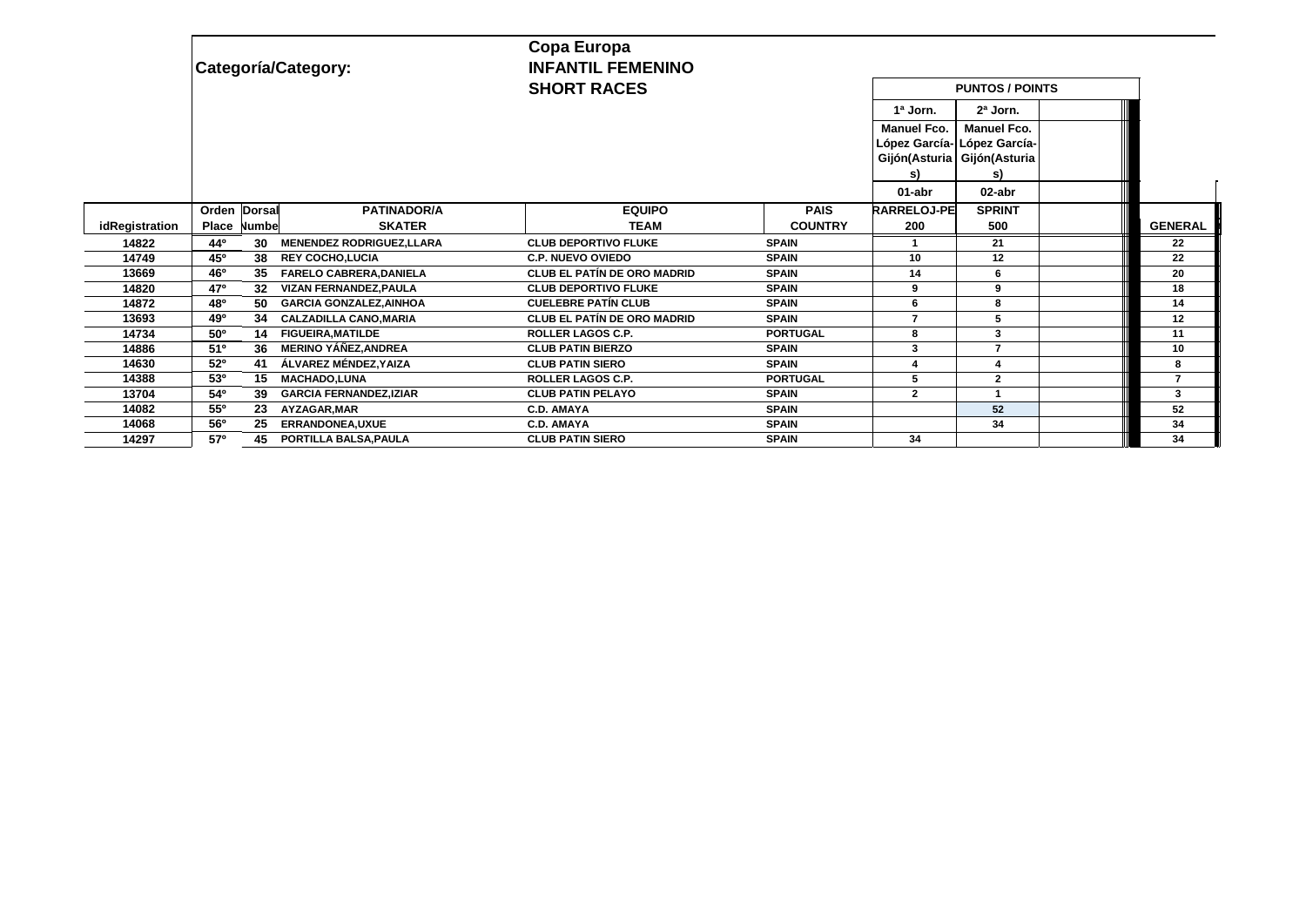**Categoría/Category:**

**Copa Europa**
**INFANTIL FEMENINO**
**SHORT RACES**

| idRegistration | Orden Place | Dorsal Number | PATINADOR/A SKATER | EQUIPO TEAM | PAIS COUNTRY | PUNTOS / POINTS 1ª Jorn. Manuel Fco. López García-Gijón(Asturias) 01-abr CARRELOJ-PE 200 | 2ª Jorn. Manuel Fco. López García-Gijón(Asturias) 02-abr SPRINT 500 | | GENERAL |
|---|---|---|---|---|---|---|---|---|---|
| 14822 | 44º | 30 | MENENDEZ RODRIGUEZ,LLARA | CLUB DEPORTIVO FLUKE | SPAIN | 1 | 21 | | 22 |
| 14749 | 45º | 38 | REY COCHO,LUCIA | C.P. NUEVO OVIEDO | SPAIN | 10 | 12 | | 22 |
| 13669 | 46º | 35 | FARELO CABRERA,DANIELA | CLUB EL PATÍN DE ORO MADRID | SPAIN | 14 | 6 | | 20 |
| 14820 | 47º | 32 | VIZAN FERNANDEZ,PAULA | CLUB DEPORTIVO FLUKE | SPAIN | 9 | 9 | | 18 |
| 14872 | 48º | 50 | GARCIA GONZALEZ,AINHOA | CUELEBRE PATÍN CLUB | SPAIN | 6 | 8 | | 14 |
| 13693 | 49º | 34 | CALZADILLA CANO,MARIA | CLUB EL PATÍN DE ORO MADRID | SPAIN | 7 | 5 | | 12 |
| 14734 | 50º | 14 | FIGUEIRA,MATILDE | ROLLER LAGOS C.P. | PORTUGAL | 8 | 3 | | 11 |
| 14886 | 51º | 36 | MERINO YÁÑEZ,ANDREA | CLUB PATIN BIERZO | SPAIN | 3 | 7 | | 10 |
| 14630 | 52º | 41 | ÁLVAREZ MÉNDEZ,YAIZA | CLUB PATIN SIERO | SPAIN | 4 | 4 | | 8 |
| 14388 | 53º | 15 | MACHADO,LUNA | ROLLER LAGOS C.P. | PORTUGAL | 5 | 2 | | 7 |
| 13704 | 54º | 39 | GARCIA FERNANDEZ,IZIAR | CLUB PATIN PELAYO | SPAIN | 2 | 1 | | 3 |
| 14082 | 55º | 23 | AYZAGAR,MAR | C.D. AMAYA | SPAIN | | 52 | | 52 |
| 14068 | 56º | 25 | ERRANDONEA,UXUE | C.D. AMAYA | SPAIN | | 34 | | 34 |
| 14297 | 57º | 45 | PORTILLA BALSA,PAULA | CLUB PATIN SIERO | SPAIN | 34 | | | 34 |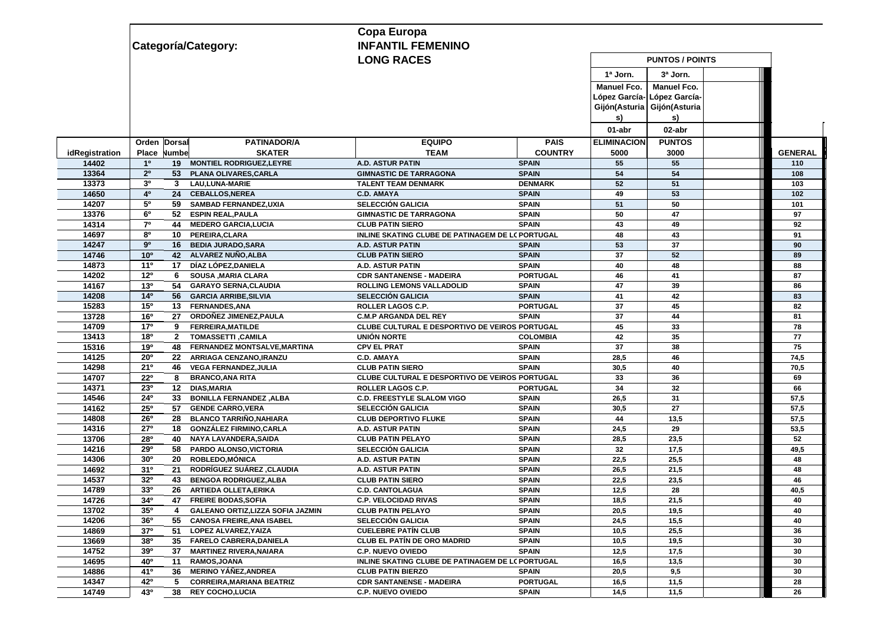# Copa Europa

**Categoría/Category:** INFANTIL FEMENINO

**LONG RACES**

| idRegistration | Orden Place | Dorsal Number | PATINADOR/A SKATER | EQUIPO TEAM | PAIS COUNTRY | PUNTOS / POINTS 1ª Jorn. Manuel Fco. López García-Gijón(Asturias) 01-abr ELIMINACION 5000 | 3ª Jorn. Manuel Fco. López García-Gijón(Asturias) 02-abr PUNTOS 3000 | | GENERAL |
|---|---|---|---|---|---|---|---|---|---|
| 14402 | 1º | 19 | MONTIEL RODRIGUEZ,LEYRE | A.D. ASTUR PATIN | SPAIN | 55 | 55 | | 110 |
| 13364 | 2º | 53 | PLANA OLIVARES,CARLA | GIMNASTIC DE TARRAGONA | SPAIN | 54 | 54 | | 108 |
| 13373 | 3º | 3 | LAU,LUNA-MARIE | TALENT TEAM DENMARK | DENMARK | 52 | 51 | | 103 |
| 14650 | 4º | 24 | CEBALLOS,NEREA | C.D. AMAYA | SPAIN | 49 | 53 | | 102 |
| 14207 | 5º | 59 | SAMBAD FERNANDEZ,UXIA | SELECCIÓN GALICIA | SPAIN | 51 | 50 | | 101 |
| 13376 | 6º | 52 | ESPIN REAL,PAULA | GIMNASTIC DE TARRAGONA | SPAIN | 50 | 47 | | 97 |
| 14314 | 7º | 44 | MEDERO GARCIA,LUCIA | CLUB PATIN SIERO | SPAIN | 43 | 49 | | 92 |
| 14697 | 8º | 10 | PEREIRA,CLARA | INLINE SKATING CLUBE DE PATINAGEM DE LC | PORTUGAL | 48 | 43 | | 91 |
| 14247 | 9º | 16 | BEDIA JURADO,SARA | A.D. ASTUR PATIN | SPAIN | 53 | 37 | | 90 |
| 14746 | 10º | 42 | ALVAREZ NUÑO,ALBA | CLUB PATIN SIERO | SPAIN | 37 | 52 | | 89 |
| 14873 | 11º | 17 | DÍAZ LÓPEZ,DANIELA | A.D. ASTUR PATIN | SPAIN | 40 | 48 | | 88 |
| 14202 | 12º | 6 | SOUSA ,MARIA CLARA | CDR SANTANENSE - MADEIRA | PORTUGAL | 46 | 41 | | 87 |
| 14167 | 13º | 54 | GARAYO SERNA,CLAUDIA | ROLLING LEMONS VALLADOLID | SPAIN | 47 | 39 | | 86 |
| 14208 | 14º | 56 | GARCIA ARRIBE,SILVIA | SELECCIÓN GALICIA | SPAIN | 41 | 42 | | 83 |
| 15283 | 15º | 13 | FERNANDES,ANA | ROLLER LAGOS C.P. | PORTUGAL | 37 | 45 | | 82 |
| 13728 | 16º | 27 | ORDOÑEZ JIMENEZ,PAULA | C.M.P ARGANDA DEL REY | SPAIN | 37 | 44 | | 81 |
| 14709 | 17º | 9 | FERREIRA,MATILDE | CLUBE CULTURAL E DESPORTIVO DE VEIROS | PORTUGAL | 45 | 33 | | 78 |
| 13413 | 18º | 2 | TOMASSETTI ,CAMILA | UNIÓN NORTE | COLOMBIA | 42 | 35 | | 77 |
| 15316 | 19º | 48 | FERNANDEZ MONTSALVE,MARTINA | CPV EL PRAT | SPAIN | 37 | 38 | | 75 |
| 14125 | 20º | 22 | ARRIAGA CENZANO,IRANZU | C.D. AMAYA | SPAIN | 28,5 | 46 | | 74,5 |
| 14298 | 21º | 46 | VEGA FERNANDEZ,JULIA | CLUB PATIN SIERO | SPAIN | 30,5 | 40 | | 70,5 |
| 14707 | 22º | 8 | BRANCO,ANA RITA | CLUBE CULTURAL E DESPORTIVO DE VEIROS | PORTUGAL | 33 | 36 | | 69 |
| 14371 | 23º | 12 | DIAS,MARIA | ROLLER LAGOS C.P. | PORTUGAL | 34 | 32 | | 66 |
| 14546 | 24º | 33 | BONILLA FERNANDEZ ,ALBA | C.D. FREESTYLE SLALOM VIGO | SPAIN | 26,5 | 31 | | 57,5 |
| 14162 | 25º | 57 | GENDE CARRO,VERA | SELECCIÓN GALICIA | SPAIN | 30,5 | 27 | | 57,5 |
| 14808 | 26º | 28 | BLANCO TARRIÑO,NAHIARA | CLUB DEPORTIVO FLUKE | SPAIN | 44 | 13,5 | | 57,5 |
| 14316 | 27º | 18 | GONZÁLEZ FIRMINO,CARLA | A.D. ASTUR PATIN | SPAIN | 24,5 | 29 | | 53,5 |
| 13706 | 28º | 40 | NAYA LAVANDERA,SAIDA | CLUB PATIN PELAYO | SPAIN | 28,5 | 23,5 | | 52 |
| 14216 | 29º | 58 | PARDO ALONSO,VICTORIA | SELECCIÓN GALICIA | SPAIN | 32 | 17,5 | | 49,5 |
| 14306 | 30º | 20 | ROBLEDO,MÓNICA | A.D. ASTUR PATIN | SPAIN | 22,5 | 25,5 | | 48 |
| 14692 | 31º | 21 | RODRÍGUEZ SUÁREZ ,CLAUDIA | A.D. ASTUR PATIN | SPAIN | 26,5 | 21,5 | | 48 |
| 14537 | 32º | 43 | BENGOA RODRIGUEZ,ALBA | CLUB PATIN SIERO | SPAIN | 22,5 | 23,5 | | 46 |
| 14789 | 33º | 26 | ARTIEDA OLLETA,ERIKA | C.D. CANTOLAGUA | SPAIN | 12,5 | 28 | | 40,5 |
| 14726 | 34º | 47 | FREIRE BODAS,SOFIA | C.P. VELOCIDAD RIVAS | SPAIN | 18,5 | 21,5 | | 40 |
| 13702 | 35º | 4 | GALEANO ORTIZ,LIZZA SOFIA JAZMIN | CLUB PATIN PELAYO | SPAIN | 20,5 | 19,5 | | 40 |
| 14206 | 36º | 55 | CANOSA FREIRE,ANA ISABEL | SELECCIÓN GALICIA | SPAIN | 24,5 | 15,5 | | 40 |
| 14869 | 37º | 51 | LOPEZ ALVAREZ,YAIZA | CUELEBRE PATÍN CLUB | SPAIN | 10,5 | 25,5 | | 36 |
| 13669 | 38º | 35 | FARELO CABRERA,DANIELA | CLUB EL PATÍN DE ORO MADRID | SPAIN | 10,5 | 19,5 | | 30 |
| 14752 | 39º | 37 | MARTINEZ RIVERA,NAIARA | C.P. NUEVO OVIEDO | SPAIN | 12,5 | 17,5 | | 30 |
| 14695 | 40º | 11 | RAMOS,JOANA | INLINE SKATING CLUBE DE PATINAGEM DE LC | PORTUGAL | 16,5 | 13,5 | | 30 |
| 14886 | 41º | 36 | MERINO YÁÑEZ,ANDREA | CLUB PATIN BIERZO | SPAIN | 20,5 | 9,5 | | 30 |
| 14347 | 42º | 5 | CORREIRA,MARIANA BEATRIZ | CDR SANTANENSE - MADEIRA | PORTUGAL | 16,5 | 11,5 | | 28 |
| 14749 | 43º | 38 | REY COCHO,LUCIA | C.P. NUEVO OVIEDO | SPAIN | 14,5 | 11,5 | | 26 |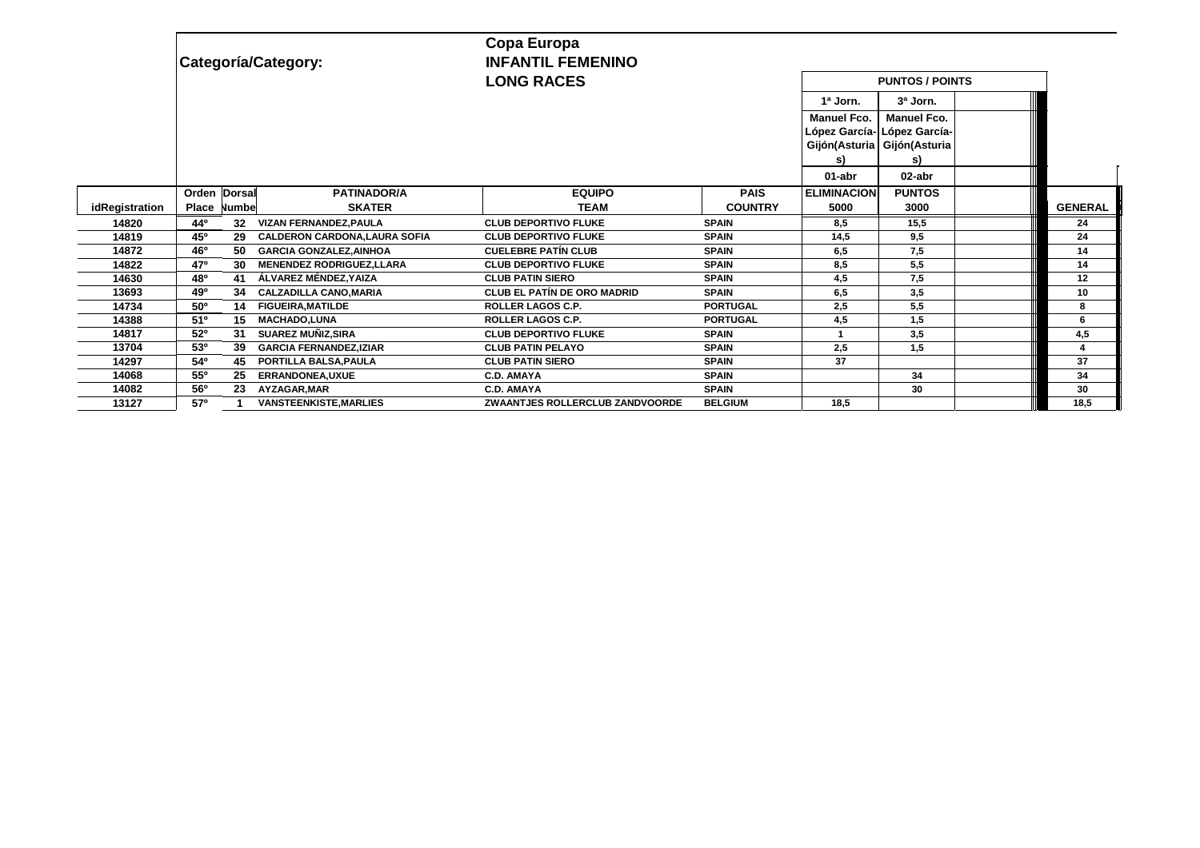| | Categoría/Category: | | Copa Europa INFANTIL FEMENINO LONG RACES | | | PUNTOS / POINTS | | | |
|---|---|---|---|---|---|---|---|---|---|
| | | | | | | 1ª Jorn. | 3ª Jorn. | | |
| | | | | | | Manuel Fco. López García-Gijón(Asturias) | Manuel Fco. López García-Gijón(Asturias) | | |
| | | | | | | 01-abr | 02-abr | | |
| idRegistration | Orden Place | Dorsal Numbe | PATINADOR/A SKATER | EQUIPO TEAM | PAIS COUNTRY | ELIMINACION 5000 | PUNTOS 3000 | | GENERAL |
| 14820 | 44º | 32 | VIZAN FERNANDEZ,PAULA | CLUB DEPORTIVO FLUKE | SPAIN | 8,5 | 15,5 | | 24 |
| 14819 | 45º | 29 | CALDERON CARDONA,LAURA SOFIA | CLUB DEPORTIVO FLUKE | SPAIN | 14,5 | 9,5 | | 24 |
| 14872 | 46º | 50 | GARCIA GONZALEZ,AINHOA | CUELEBRE PATÍN CLUB | SPAIN | 6,5 | 7,5 | | 14 |
| 14822 | 47º | 30 | MENENDEZ RODRIGUEZ,LLARA | CLUB DEPORTIVO FLUKE | SPAIN | 8,5 | 5,5 | | 14 |
| 14630 | 48º | 41 | ÁLVAREZ MÉNDEZ,YAIZA | CLUB PATIN SIERO | SPAIN | 4,5 | 7,5 | | 12 |
| 13693 | 49º | 34 | CALZADILLA CANO,MARIA | CLUB EL PATÍN DE ORO MADRID | SPAIN | 6,5 | 3,5 | | 10 |
| 14734 | 50º | 14 | FIGUEIRA,MATILDE | ROLLER LAGOS C.P. | PORTUGAL | 2,5 | 5,5 | | 8 |
| 14388 | 51º | 15 | MACHADO,LUNA | ROLLER LAGOS C.P. | PORTUGAL | 4,5 | 1,5 | | 6 |
| 14817 | 52º | 31 | SUAREZ MUÑIZ,SIRA | CLUB DEPORTIVO FLUKE | SPAIN | 1 | 3,5 | | 4,5 |
| 13704 | 53º | 39 | GARCIA FERNANDEZ,IZIAR | CLUB PATIN PELAYO | SPAIN | 2,5 | 1,5 | | 4 |
| 14297 | 54º | 45 | PORTILLA BALSA,PAULA | CLUB PATIN SIERO | SPAIN | 37 | | | 37 |
| 14068 | 55º | 25 | ERRANDONEA,UXUE | C.D. AMAYA | SPAIN | | 34 | | 34 |
| 14082 | 56º | 23 | AYZAGAR,MAR | C.D. AMAYA | SPAIN | | 30 | | 30 |
| 13127 | 57º | 1 | VANSTEENKISTE,MARLIES | ZWAANTJES ROLLERCLUB ZANDVOORDE | BELGIUM | 18,5 | | | 18,5 |